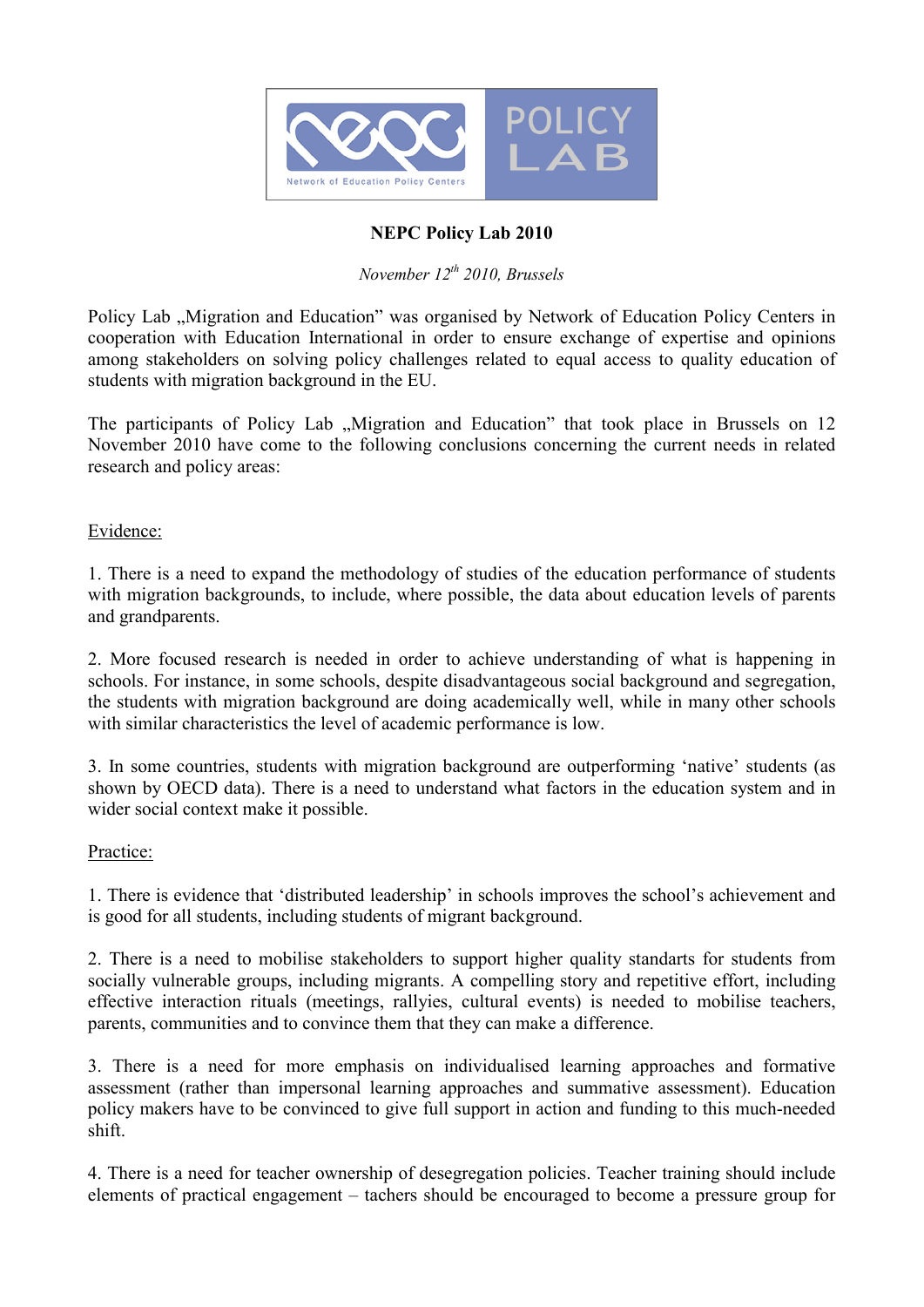**NEPC Policy Lab 2010**

*November 12th 2010, Brussels*

Policy Lab „Migration and Education" was organised by Network of Education Policy Centers in cooperation with Education International in order to ensure exchange of expertise and opinions among stakeholders on solving policy challenges related to equal access to quality education of students with migration background in the EU.

The participants of Policy Lab „Migration and Education" that took place in Brussels on 12 November 2010 have come to the following conclusions concerning the current needs in related research and policy areas:

Evidence:

1. There is a need to expand the methodology of studies of the education performance of students with migration backgrounds, to include, where possible, the data about education levels of parents and grandparents.

2. More focused research is needed in order to achieve understanding of what is happening in schools. For instance, in some schools, despite disadvantageous social background and segregation, the students with migration background are doing academically well, while in many other schools with similar characteristics the level of academic performance is low.

3. In some countries, students with migration background are outperforming 'native' students (as shown by OECD data). There is a need to understand what factors in the education system and in wider social context make it possible.

Practice:

1. There is evidence that 'distributed leadership' in schools improves the school's achievement and is good for all students, including students of migrant background.

2. There is a need to mobilise stakeholders to support higher quality standarts for students from socially vulnerable groups, including migrants. A compelling story and repetitive effort, including effective interaction rituals (meetings, rallyies, cultural events) is needed to mobilise teachers, parents, communities and to convince them that they can make a difference.

3. There is a need for more emphasis on individualised learning approaches and formative assessment (rather than impersonal learning approaches and summative assessment). Education policy makers have to be convinced to give full support in action and funding to this much-needed shift.

4. There is a need for teacher ownership of desegregation policies. Teacher training should include elements of practical engagement – tachers should be encouraged to become a pressure group for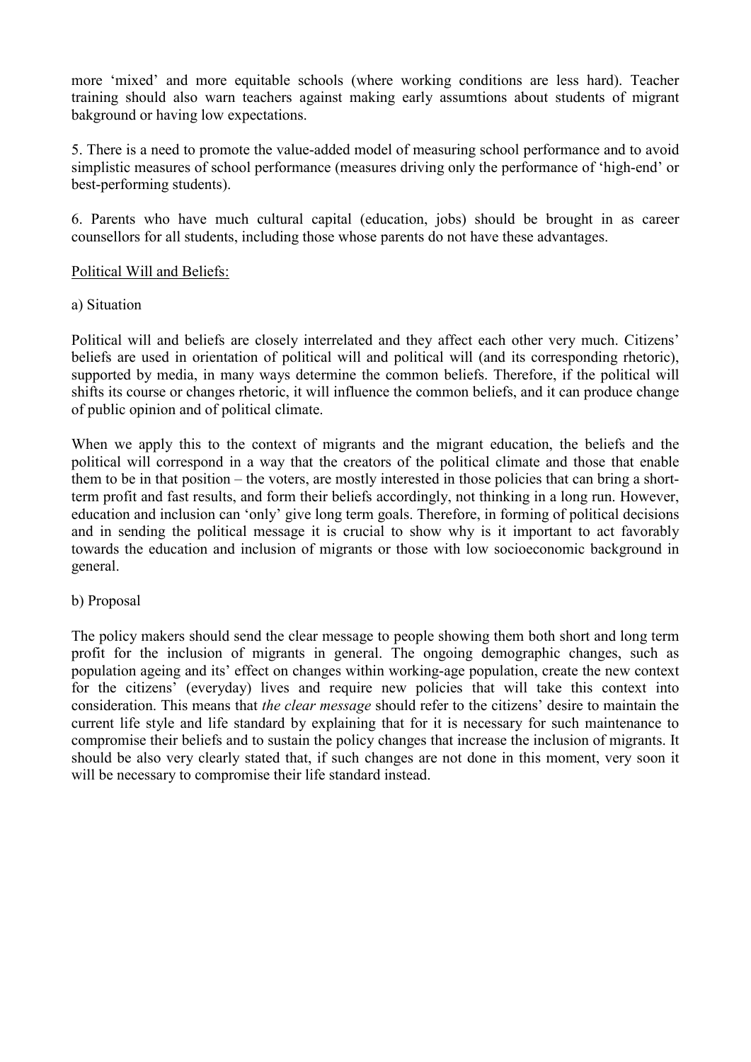more 'mixed' and more equitable schools (where working conditions are less hard). Teacher training should also warn teachers against making early assumtions about students of migrant bakground or having low expectations.

5. There is a need to promote the value-added model of measuring school performance and to avoid simplistic measures of school performance (measures driving only the performance of 'high-end' or best-performing students).

6. Parents who have much cultural capital (education, jobs) should be brought in as career counsellors for all students, including those whose parents do not have these advantages.

Political Will and Beliefs:

a) Situation

Political will and beliefs are closely interrelated and they affect each other very much. Citizens' beliefs are used in orientation of political will and political will (and its corresponding rhetoric), supported by media, in many ways determine the common beliefs. Therefore, if the political will shifts its course or changes rhetoric, it will influence the common beliefs, and it can produce change of public opinion and of political climate.

When we apply this to the context of migrants and the migrant education, the beliefs and the political will correspond in a way that the creators of the political climate and those that enable them to be in that position – the voters, are mostly interested in those policies that can bring a short-term profit and fast results, and form their beliefs accordingly, not thinking in a long run. However, education and inclusion can 'only' give long term goals. Therefore, in forming of political decisions and in sending the political message it is crucial to show why is it important to act favorably towards the education and inclusion of migrants or those with low socioeconomic background in general.

b) Proposal

The policy makers should send the clear message to people showing them both short and long term profit for the inclusion of migrants in general. The ongoing demographic changes, such as population ageing and its' effect on changes within working-age population, create the new context for the citizens' (everyday) lives and require new policies that will take this context into consideration. This means that *the clear message* should refer to the citizens' desire to maintain the current life style and life standard by explaining that for it is necessary for such maintenance to compromise their beliefs and to sustain the policy changes that increase the inclusion of migrants. It should be also very clearly stated that, if such changes are not done in this moment, very soon it will be necessary to compromise their life standard instead.